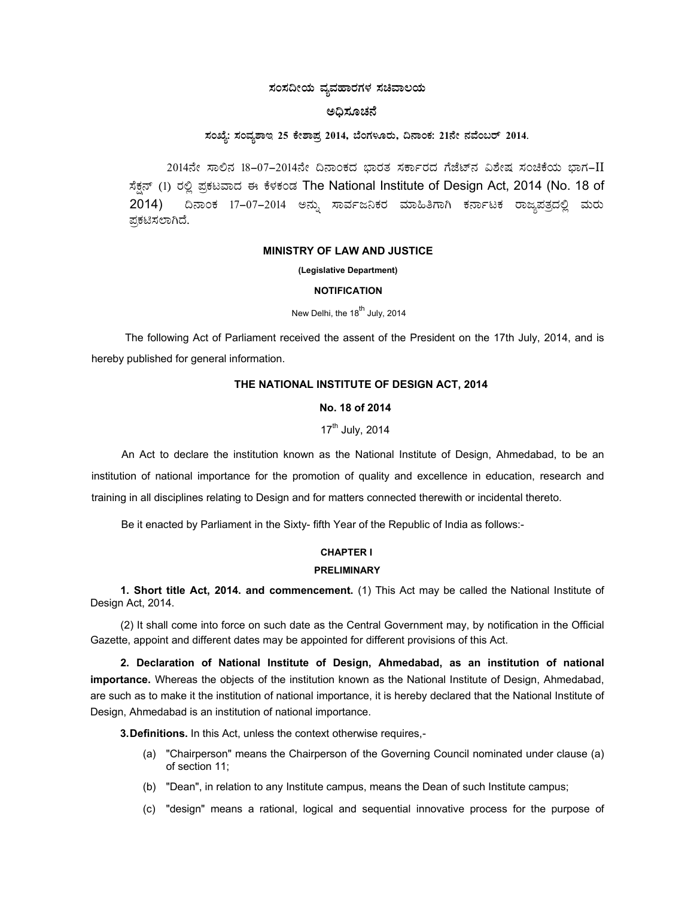**ಸಂಸದೀಯ ವ್ಯವಹಾರಗಳ ಸಚಿವಾಲಯ**

**ಅಧಿಸೂಚನೆ**

**ಸಂಖ್ಯೆ: ಸಂವ್ಯಶಾಇ 25 ಕೇಶಾಪ್ರ 2014, ಬೆಂಗಳೂರು, ದಿನಾಂಕ: 21ನೇ ನವೆಂಬರ್ 2014.**

2014ನೇ ಸಾಲಿನ 18-07-2014ನೇ ದಿನಾಂಕದ ಭಾರತ ಸರ್ಕಾರದ ಗೆಜೆಟ್‌ನ ವಿಶೇಷ ಸಂಚಿಕೆಯ ಭಾಗ-II ಸೆಕ್ಷನ್ (1) ರಲ್ಲಿ ಪ್ರಕಟವಾದ ಈ ಕೆಳಕಂಡ The National Institute of Design Act, 2014 (No. 18 of 2014) ದಿನಾಂಕ 17-07-2014 ಅನ್ನು ಸಾರ್ವಜನಿಕರ ಮಾಹಿತಿಗಾಗಿ ಕರ್ನಾಟಕ ರಾಜ್ಯಪತ್ರದಲ್ಲಿ ಮರು ಪ್ರಕಟಿಸಲಾಗಿದೆ.

**MINISTRY OF LAW AND JUSTICE**

**(Legislative Department)**

**NOTIFICATION**

New Delhi, the 18th July, 2014

The following Act of Parliament received the assent of the President on the 17th July, 2014, and is hereby published for general information.

## THE NATIONAL INSTITUTE OF DESIGN ACT, 2014

**No. 18 of 2014**

17th July, 2014

An Act to declare the institution known as the National Institute of Design, Ahmedabad, to be an institution of national importance for the promotion of quality and excellence in education, research and training in all disciplines relating to Design and for matters connected therewith or incidental thereto.

Be it enacted by Parliament in the Sixty- fifth Year of the Republic of India as follows:-

### CHAPTER I

### PRELIMINARY

**1. Short title Act, 2014. and commencement.** (1) This Act may be called the National Institute of Design Act, 2014.

(2) It shall come into force on such date as the Central Government may, by notification in the Official Gazette, appoint and different dates may be appointed for different provisions of this Act.

**2. Declaration of National Institute of Design, Ahmedabad, as an institution of national importance.** Whereas the objects of the institution known as the National Institute of Design, Ahmedabad, are such as to make it the institution of national importance, it is hereby declared that the National Institute of Design, Ahmedabad is an institution of national importance.

**3. Definitions.** In this Act, unless the context otherwise requires,-

(a) "Chairperson" means the Chairperson of the Governing Council nominated under clause (a) of section 11;

(b) "Dean", in relation to any Institute campus, means the Dean of such Institute campus;

(c) "design" means a rational, logical and sequential innovative process for the purpose of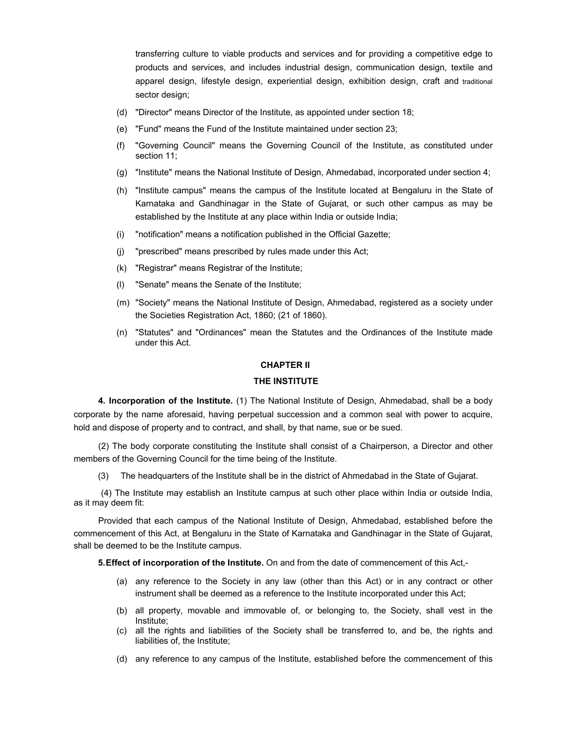transferring culture to viable products and services and for providing a competitive edge to products and services, and includes industrial design, communication design, textile and apparel design, lifestyle design, experiential design, exhibition design, craft and traditional sector design;

(d) "Director" means Director of the Institute, as appointed under section 18;

(e) "Fund" means the Fund of the Institute maintained under section 23;

(f) "Governing Council" means the Governing Council of the Institute, as constituted under section 11;

(g) "Institute" means the National Institute of Design, Ahmedabad, incorporated under section 4;

(h) "Institute campus" means the campus of the Institute located at Bengaluru in the State of Karnataka and Gandhinagar in the State of Gujarat, or such other campus as may be established by the Institute at any place within India or outside India;

(i) "notification" means a notification published in the Official Gazette;

(j) "prescribed" means prescribed by rules made under this Act;

(k) "Registrar" means Registrar of the Institute;

(l) "Senate" means the Senate of the Institute;

(m) "Society" means the National Institute of Design, Ahmedabad, registered as a society under the Societies Registration Act, 1860; (21 of 1860).

(n) "Statutes" and "Ordinances" mean the Statutes and the Ordinances of the Institute made under this Act.

## CHAPTER II

## THE INSTITUTE

**4. Incorporation of the Institute.** (1) The National Institute of Design, Ahmedabad, shall be a body corporate by the name aforesaid, having perpetual succession and a common seal with power to acquire, hold and dispose of property and to contract, and shall, by that name, sue or be sued.

(2) The body corporate constituting the Institute shall consist of a Chairperson, a Director and other members of the Governing Council for the time being of the Institute.

(3) The headquarters of the Institute shall be in the district of Ahmedabad in the State of Gujarat.

(4) The Institute may establish an Institute campus at such other place within India or outside India, as it may deem fit:

Provided that each campus of the National Institute of Design, Ahmedabad, established before the commencement of this Act, at Bengaluru in the State of Karnataka and Gandhinagar in the State of Gujarat, shall be deemed to be the Institute campus.

**5. Effect of incorporation of the Institute.** On and from the date of commencement of this Act,-

(a) any reference to the Society in any law (other than this Act) or in any contract or other instrument shall be deemed as a reference to the Institute incorporated under this Act;

(b) all property, movable and immovable of, or belonging to, the Society, shall vest in the Institute;

(c) all the rights and liabilities of the Society shall be transferred to, and be, the rights and liabilities of, the Institute;

(d) any reference to any campus of the Institute, established before the commencement of this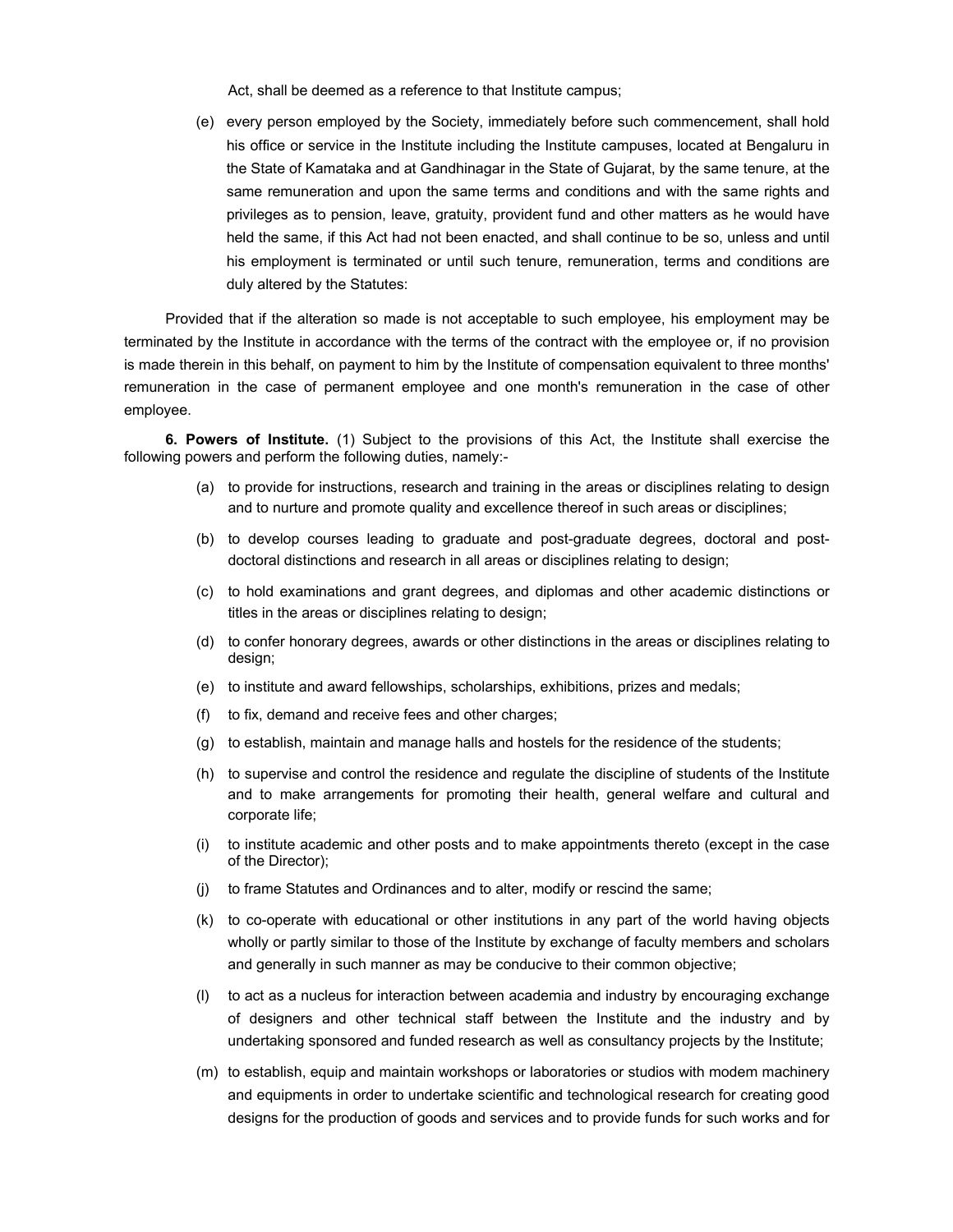Act, shall be deemed as a reference to that Institute campus;

(e) every person employed by the Society, immediately before such commencement, shall hold his office or service in the Institute including the Institute campuses, located at Bengaluru in the State of Kamataka and at Gandhinagar in the State of Gujarat, by the same tenure, at the same remuneration and upon the same terms and conditions and with the same rights and privileges as to pension, leave, gratuity, provident fund and other matters as he would have held the same, if this Act had not been enacted, and shall continue to be so, unless and until his employment is terminated or until such tenure, remuneration, terms and conditions are duly altered by the Statutes:

Provided that if the alteration so made is not acceptable to such employee, his employment may be terminated by the Institute in accordance with the terms of the contract with the employee or, if no provision is made therein in this behalf, on payment to him by the Institute of compensation equivalent to three months' remuneration in the case of permanent employee and one month's remuneration in the case of other employee.

**6. Powers of Institute.** (1) Subject to the provisions of this Act, the Institute shall exercise the following powers and perform the following duties, namely:-

(a) to provide for instructions, research and training in the areas or disciplines relating to design and to nurture and promote quality and excellence thereof in such areas or disciplines;

(b) to develop courses leading to graduate and post-graduate degrees, doctoral and post-doctoral distinctions and research in all areas or disciplines relating to design;

(c) to hold examinations and grant degrees, and diplomas and other academic distinctions or titles in the areas or disciplines relating to design;

(d) to confer honorary degrees, awards or other distinctions in the areas or disciplines relating to design;

(e) to institute and award fellowships, scholarships, exhibitions, prizes and medals;

(f) to fix, demand and receive fees and other charges;

(g) to establish, maintain and manage halls and hostels for the residence of the students;

(h) to supervise and control the residence and regulate the discipline of students of the Institute and to make arrangements for promoting their health, general welfare and cultural and corporate life;

(i) to institute academic and other posts and to make appointments thereto (except in the case of the Director);

(j) to frame Statutes and Ordinances and to alter, modify or rescind the same;

(k) to co-operate with educational or other institutions in any part of the world having objects wholly or partly similar to those of the Institute by exchange of faculty members and scholars and generally in such manner as may be conducive to their common objective;

(l) to act as a nucleus for interaction between academia and industry by encouraging exchange of designers and other technical staff between the Institute and the industry and by undertaking sponsored and funded research as well as consultancy projects by the Institute;

(m) to establish, equip and maintain workshops or laboratories or studios with modem machinery and equipments in order to undertake scientific and technological research for creating good designs for the production of goods and services and to provide funds for such works and for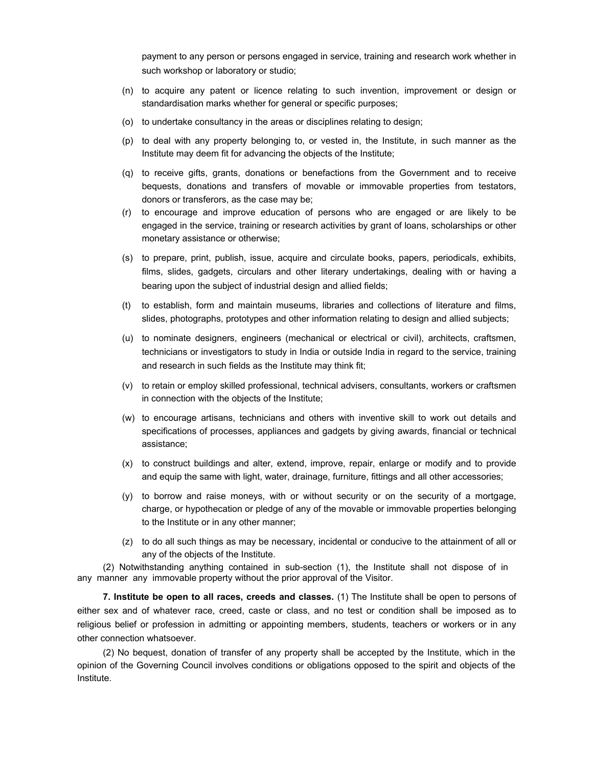payment to any person or persons engaged in service, training and research work whether in such workshop or laboratory or studio;

(n) to acquire any patent or licence relating to such invention, improvement or design or standardisation marks whether for general or specific purposes;

(o) to undertake consultancy in the areas or disciplines relating to design;

(p) to deal with any property belonging to, or vested in, the Institute, in such manner as the Institute may deem fit for advancing the objects of the Institute;

(q) to receive gifts, grants, donations or benefactions from the Government and to receive bequests, donations and transfers of movable or immovable properties from testators, donors or transferors, as the case may be;

(r) to encourage and improve education of persons who are engaged or are likely to be engaged in the service, training or research activities by grant of loans, scholarships or other monetary assistance or otherwise;

(s) to prepare, print, publish, issue, acquire and circulate books, papers, periodicals, exhibits, films, slides, gadgets, circulars and other literary undertakings, dealing with or having a bearing upon the subject of industrial design and allied fields;

(t) to establish, form and maintain museums, libraries and collections of literature and films, slides, photographs, prototypes and other information relating to design and allied subjects;

(u) to nominate designers, engineers (mechanical or electrical or civil), architects, craftsmen, technicians or investigators to study in India or outside India in regard to the service, training and research in such fields as the Institute may think fit;

(v) to retain or employ skilled professional, technical advisers, consultants, workers or craftsmen in connection with the objects of the Institute;

(w) to encourage artisans, technicians and others with inventive skill to work out details and specifications of processes, appliances and gadgets by giving awards, financial or technical assistance;

(x) to construct buildings and alter, extend, improve, repair, enlarge or modify and to provide and equip the same with light, water, drainage, furniture, fittings and all other accessories;

(y) to borrow and raise moneys, with or without security or on the security of a mortgage, charge, or hypothecation or pledge of any of the movable or immovable properties belonging to the Institute or in any other manner;

(z) to do all such things as may be necessary, incidental or conducive to the attainment of all or any of the objects of the Institute.

(2) Notwithstanding anything contained in sub-section (1), the Institute shall not dispose of in any manner any immovable property without the prior approval of the Visitor.

**7. Institute be open to all races, creeds and classes.** (1) The Institute shall be open to persons of either sex and of whatever race, creed, caste or class, and no test or condition shall be imposed as to religious belief or profession in admitting or appointing members, students, teachers or workers or in any other connection whatsoever.

(2) No bequest, donation of transfer of any property shall be accepted by the Institute, which in the opinion of the Governing Council involves conditions or obligations opposed to the spirit and objects of the Institute.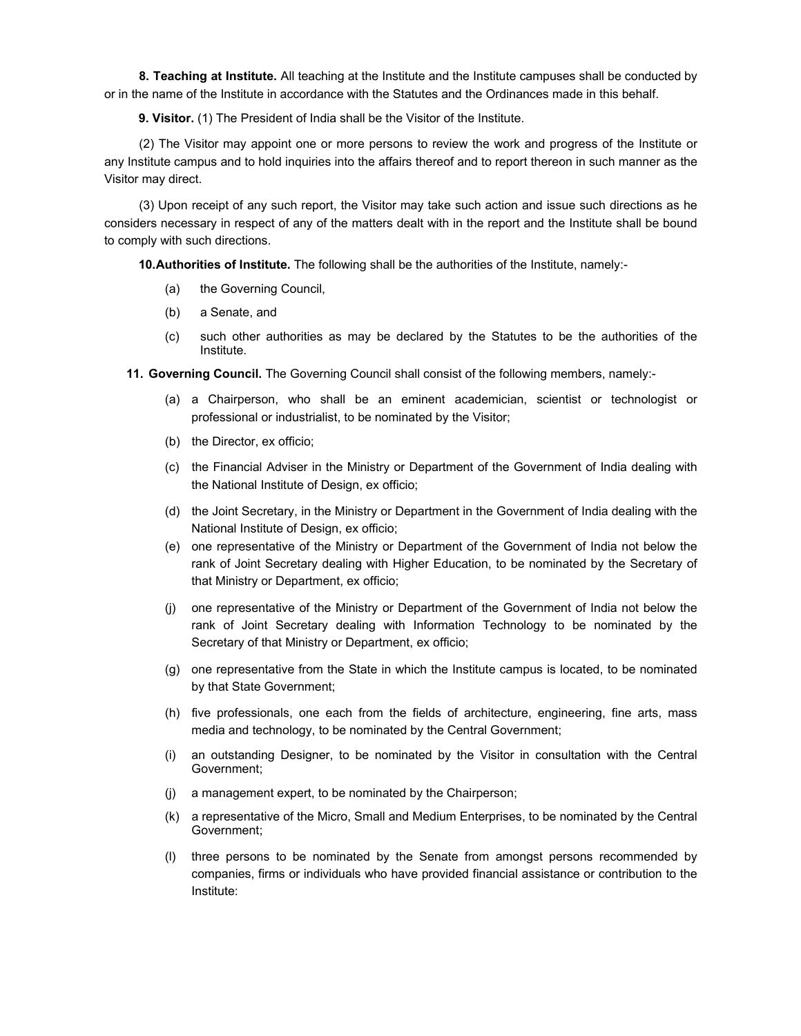**8. Teaching at Institute.** All teaching at the Institute and the Institute campuses shall be conducted by or in the name of the Institute in accordance with the Statutes and the Ordinances made in this behalf.

**9. Visitor.** (1) The President of India shall be the Visitor of the Institute.

(2) The Visitor may appoint one or more persons to review the work and progress of the Institute or any Institute campus and to hold inquiries into the affairs thereof and to report thereon in such manner as the Visitor may direct.

(3) Upon receipt of any such report, the Visitor may take such action and issue such directions as he considers necessary in respect of any of the matters dealt with in the report and the Institute shall be bound to comply with such directions.

**10.Authorities of Institute.** The following shall be the authorities of the Institute, namely:-

(a) the Governing Council,

(b) a Senate, and

(c) such other authorities as may be declared by the Statutes to be the authorities of the Institute.

**11. Governing Council.** The Governing Council shall consist of the following members, namely:-

(a) a Chairperson, who shall be an eminent academician, scientist or technologist or professional or industrialist, to be nominated by the Visitor;

(b) the Director, ex officio;

(c) the Financial Adviser in the Ministry or Department of the Government of India dealing with the National Institute of Design, ex officio;

(d) the Joint Secretary, in the Ministry or Department in the Government of India dealing with the National Institute of Design, ex officio;

(e) one representative of the Ministry or Department of the Government of India not below the rank of Joint Secretary dealing with Higher Education, to be nominated by the Secretary of that Ministry or Department, ex officio;

(j) one representative of the Ministry or Department of the Government of India not below the rank of Joint Secretary dealing with Information Technology to be nominated by the Secretary of that Ministry or Department, ex officio;

(g) one representative from the State in which the Institute campus is located, to be nominated by that State Government;

(h) five professionals, one each from the fields of architecture, engineering, fine arts, mass media and technology, to be nominated by the Central Government;

(i) an outstanding Designer, to be nominated by the Visitor in consultation with the Central Government;

(j) a management expert, to be nominated by the Chairperson;

(k) a representative of the Micro, Small and Medium Enterprises, to be nominated by the Central Government;

(l) three persons to be nominated by the Senate from amongst persons recommended by companies, firms or individuals who have provided financial assistance or contribution to the Institute: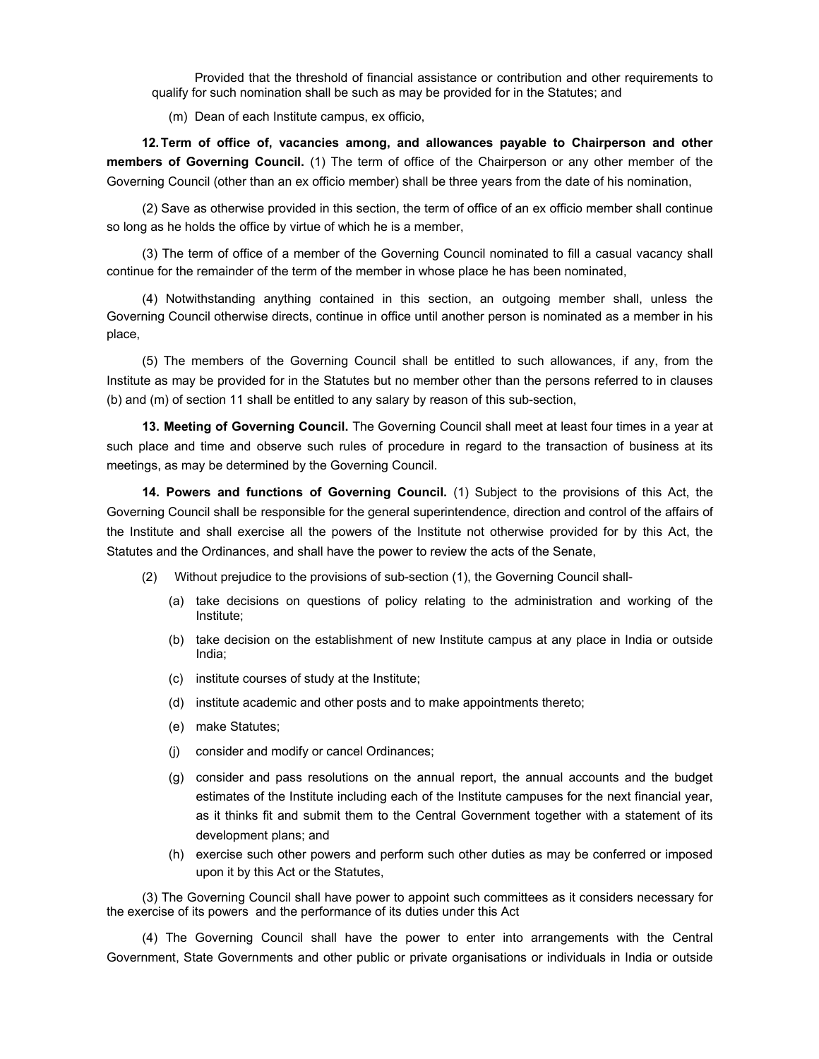Provided that the threshold of financial assistance or contribution and other requirements to qualify for such nomination shall be such as may be provided for in the Statutes; and

(m) Dean of each Institute campus, ex officio,

**12. Term of office of, vacancies among, and allowances payable to Chairperson and other members of Governing Council.** (1) The term of office of the Chairperson or any other member of the Governing Council (other than an ex officio member) shall be three years from the date of his nomination,

(2) Save as otherwise provided in this section, the term of office of an ex officio member shall continue so long as he holds the office by virtue of which he is a member,

(3) The term of office of a member of the Governing Council nominated to fill a casual vacancy shall continue for the remainder of the term of the member in whose place he has been nominated,

(4) Notwithstanding anything contained in this section, an outgoing member shall, unless the Governing Council otherwise directs, continue in office until another person is nominated as a member in his place,

(5) The members of the Governing Council shall be entitled to such allowances, if any, from the Institute as may be provided for in the Statutes but no member other than the persons referred to in clauses (b) and (m) of section 11 shall be entitled to any salary by reason of this sub-section,

**13. Meeting of Governing Council.** The Governing Council shall meet at least four times in a year at such place and time and observe such rules of procedure in regard to the transaction of business at its meetings, as may be determined by the Governing Council.

**14. Powers and functions of Governing Council.** (1) Subject to the provisions of this Act, the Governing Council shall be responsible for the general superintendence, direction and control of the affairs of the Institute and shall exercise all the powers of the Institute not otherwise provided for by this Act, the Statutes and the Ordinances, and shall have the power to review the acts of the Senate,

(2) Without prejudice to the provisions of sub-section (1), the Governing Council shall-

(a) take decisions on questions of policy relating to the administration and working of the Institute;

(b) take decision on the establishment of new Institute campus at any place in India or outside India;

(c) institute courses of study at the Institute;

(d) institute academic and other posts and to make appointments thereto;

(e) make Statutes;

(j) consider and modify or cancel Ordinances;

(g) consider and pass resolutions on the annual report, the annual accounts and the budget estimates of the Institute including each of the Institute campuses for the next financial year, as it thinks fit and submit them to the Central Government together with a statement of its development plans; and

(h) exercise such other powers and perform such other duties as may be conferred or imposed upon it by this Act or the Statutes,

(3) The Governing Council shall have power to appoint such committees as it considers necessary for the exercise of its powers and the performance of its duties under this Act

(4) The Governing Council shall have the power to enter into arrangements with the Central Government, State Governments and other public or private organisations or individuals in India or outside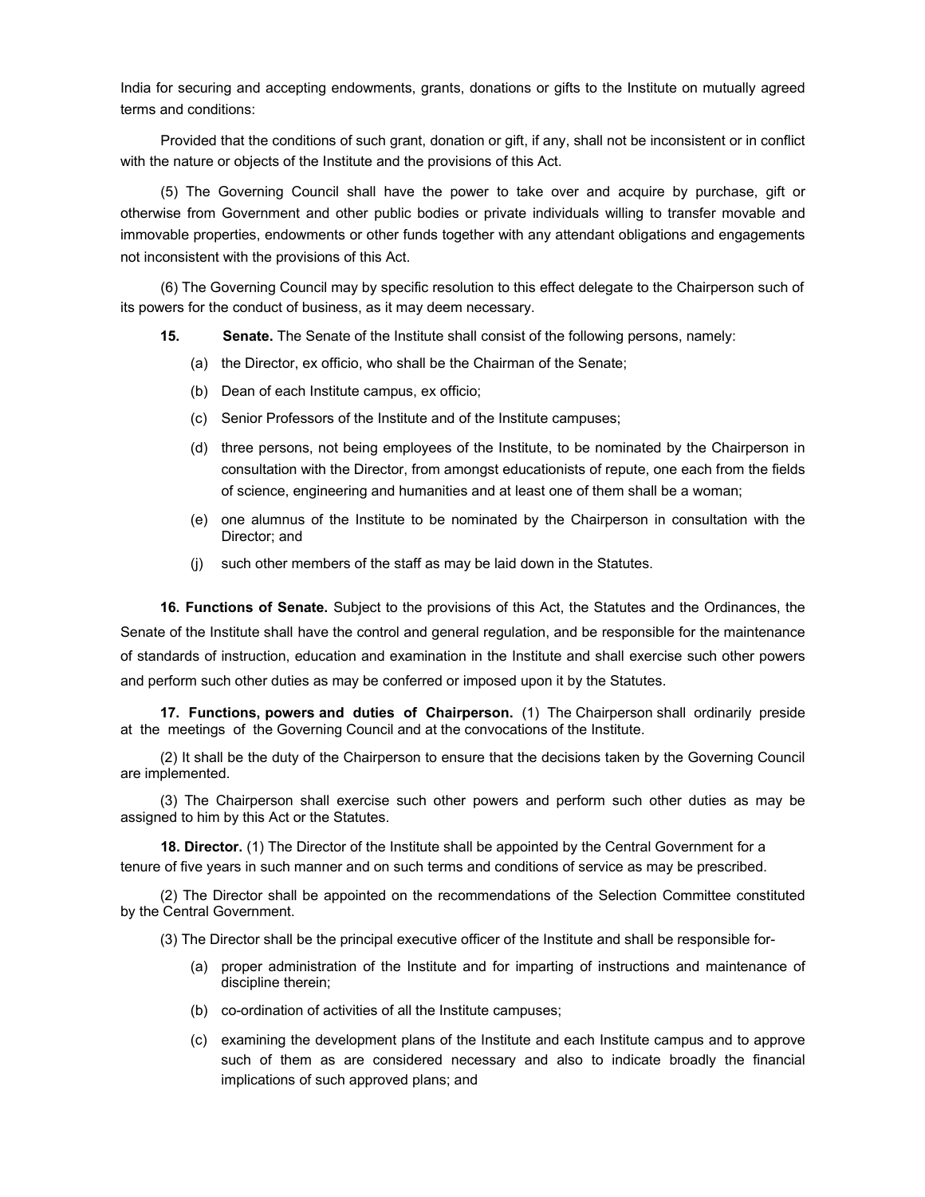India for securing and accepting endowments, grants, donations or gifts to the Institute on mutually agreed terms and conditions:

Provided that the conditions of such grant, donation or gift, if any, shall not be inconsistent or in conflict with the nature or objects of the Institute and the provisions of this Act.

(5) The Governing Council shall have the power to take over and acquire by purchase, gift or otherwise from Government and other public bodies or private individuals willing to transfer movable and immovable properties, endowments or other funds together with any attendant obligations and engagements not inconsistent with the provisions of this Act.

(6) The Governing Council may by specific resolution to this effect delegate to the Chairperson such of its powers for the conduct of business, as it may deem necessary.

**15. Senate.** The Senate of the Institute shall consist of the following persons, namely:

(a) the Director, ex officio, who shall be the Chairman of the Senate;

(b) Dean of each Institute campus, ex officio;

(c) Senior Professors of the Institute and of the Institute campuses;

(d) three persons, not being employees of the Institute, to be nominated by the Chairperson in consultation with the Director, from amongst educationists of repute, one each from the fields of science, engineering and humanities and at least one of them shall be a woman;

(e) one alumnus of the Institute to be nominated by the Chairperson in consultation with the Director; and

(j) such other members of the staff as may be laid down in the Statutes.

**16. Functions of Senate.** Subject to the provisions of this Act, the Statutes and the Ordinances, the Senate of the Institute shall have the control and general regulation, and be responsible for the maintenance of standards of instruction, education and examination in the Institute and shall exercise such other powers and perform such other duties as may be conferred or imposed upon it by the Statutes.

**17. Functions, powers and duties of Chairperson.** (1) The Chairperson shall ordinarily preside at the meetings of the Governing Council and at the convocations of the Institute.

(2) It shall be the duty of the Chairperson to ensure that the decisions taken by the Governing Council are implemented.

(3) The Chairperson shall exercise such other powers and perform such other duties as may be assigned to him by this Act or the Statutes.

**18. Director.** (1) The Director of the Institute shall be appointed by the Central Government for a tenure of five years in such manner and on such terms and conditions of service as may be prescribed.

(2) The Director shall be appointed on the recommendations of the Selection Committee constituted by the Central Government.

(3) The Director shall be the principal executive officer of the Institute and shall be responsible for-

(a) proper administration of the Institute and for imparting of instructions and maintenance of discipline therein;

(b) co-ordination of activities of all the Institute campuses;

(c) examining the development plans of the Institute and each Institute campus and to approve such of them as are considered necessary and also to indicate broadly the financial implications of such approved plans; and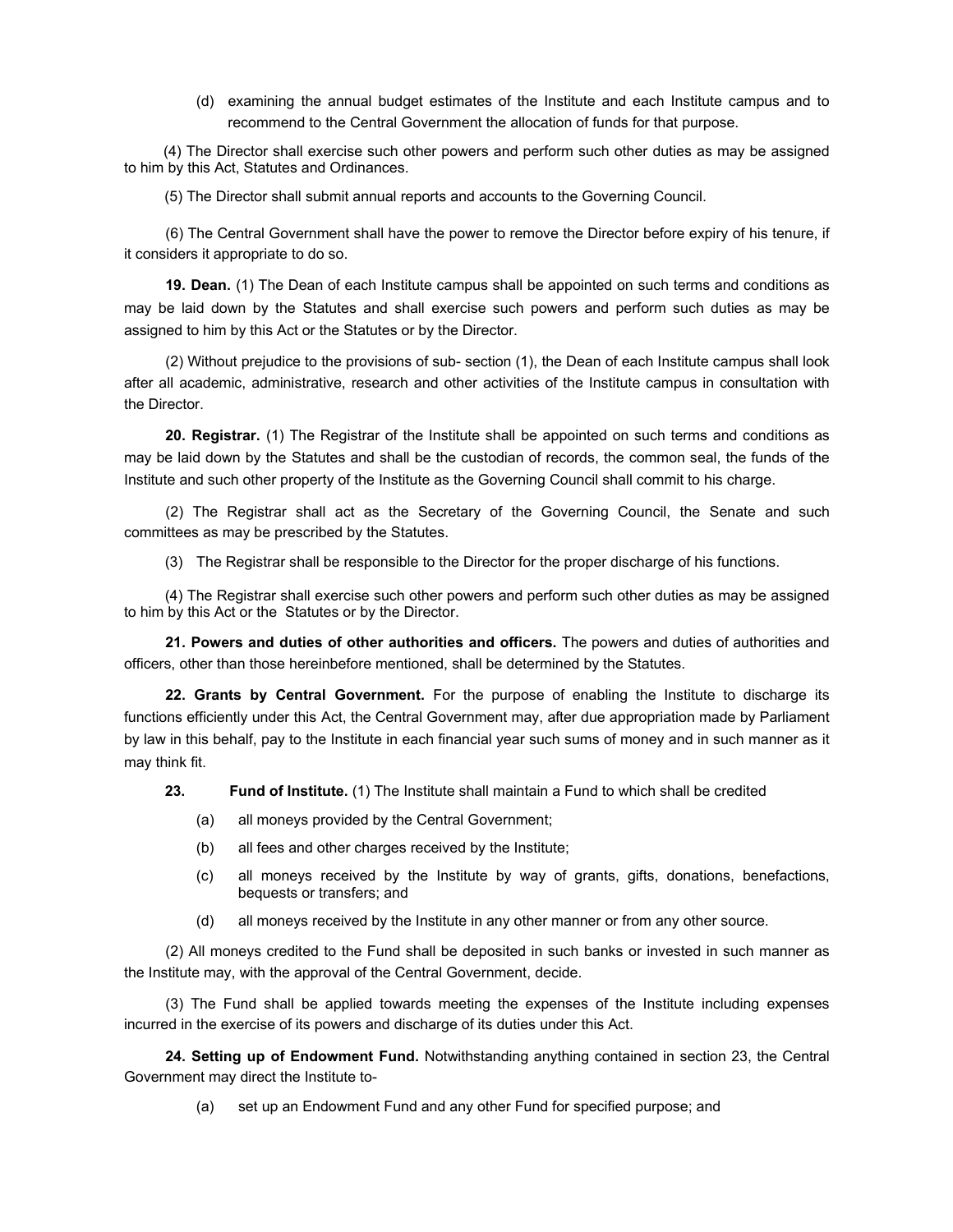(d) examining the annual budget estimates of the Institute and each Institute campus and to recommend to the Central Government the allocation of funds for that purpose.

(4) The Director shall exercise such other powers and perform such other duties as may be assigned to him by this Act, Statutes and Ordinances.

(5) The Director shall submit annual reports and accounts to the Governing Council.

(6) The Central Government shall have the power to remove the Director before expiry of his tenure, if it considers it appropriate to do so.

**19. Dean.** (1) The Dean of each Institute campus shall be appointed on such terms and conditions as may be laid down by the Statutes and shall exercise such powers and perform such duties as may be assigned to him by this Act or the Statutes or by the Director.

(2) Without prejudice to the provisions of sub- section (1), the Dean of each Institute campus shall look after all academic, administrative, research and other activities of the Institute campus in consultation with the Director.

**20. Registrar.** (1) The Registrar of the Institute shall be appointed on such terms and conditions as may be laid down by the Statutes and shall be the custodian of records, the common seal, the funds of the Institute and such other property of the Institute as the Governing Council shall commit to his charge.

(2) The Registrar shall act as the Secretary of the Governing Council, the Senate and such committees as may be prescribed by the Statutes.

(3) The Registrar shall be responsible to the Director for the proper discharge of his functions.

(4) The Registrar shall exercise such other powers and perform such other duties as may be assigned to him by this Act or the Statutes or by the Director.

**21. Powers and duties of other authorities and officers.** The powers and duties of authorities and officers, other than those hereinbefore mentioned, shall be determined by the Statutes.

**22. Grants by Central Government.** For the purpose of enabling the Institute to discharge its functions efficiently under this Act, the Central Government may, after due appropriation made by Parliament by law in this behalf, pay to the Institute in each financial year such sums of money and in such manner as it may think fit.

**23. Fund of Institute.** (1) The Institute shall maintain a Fund to which shall be credited

(a) all moneys provided by the Central Government;

(b) all fees and other charges received by the Institute;

(c) all moneys received by the Institute by way of grants, gifts, donations, benefactions, bequests or transfers; and

(d) all moneys received by the Institute in any other manner or from any other source.

(2) All moneys credited to the Fund shall be deposited in such banks or invested in such manner as the Institute may, with the approval of the Central Government, decide.

(3) The Fund shall be applied towards meeting the expenses of the Institute including expenses incurred in the exercise of its powers and discharge of its duties under this Act.

**24. Setting up of Endowment Fund.** Notwithstanding anything contained in section 23, the Central Government may direct the Institute to-

(a) set up an Endowment Fund and any other Fund for specified purpose; and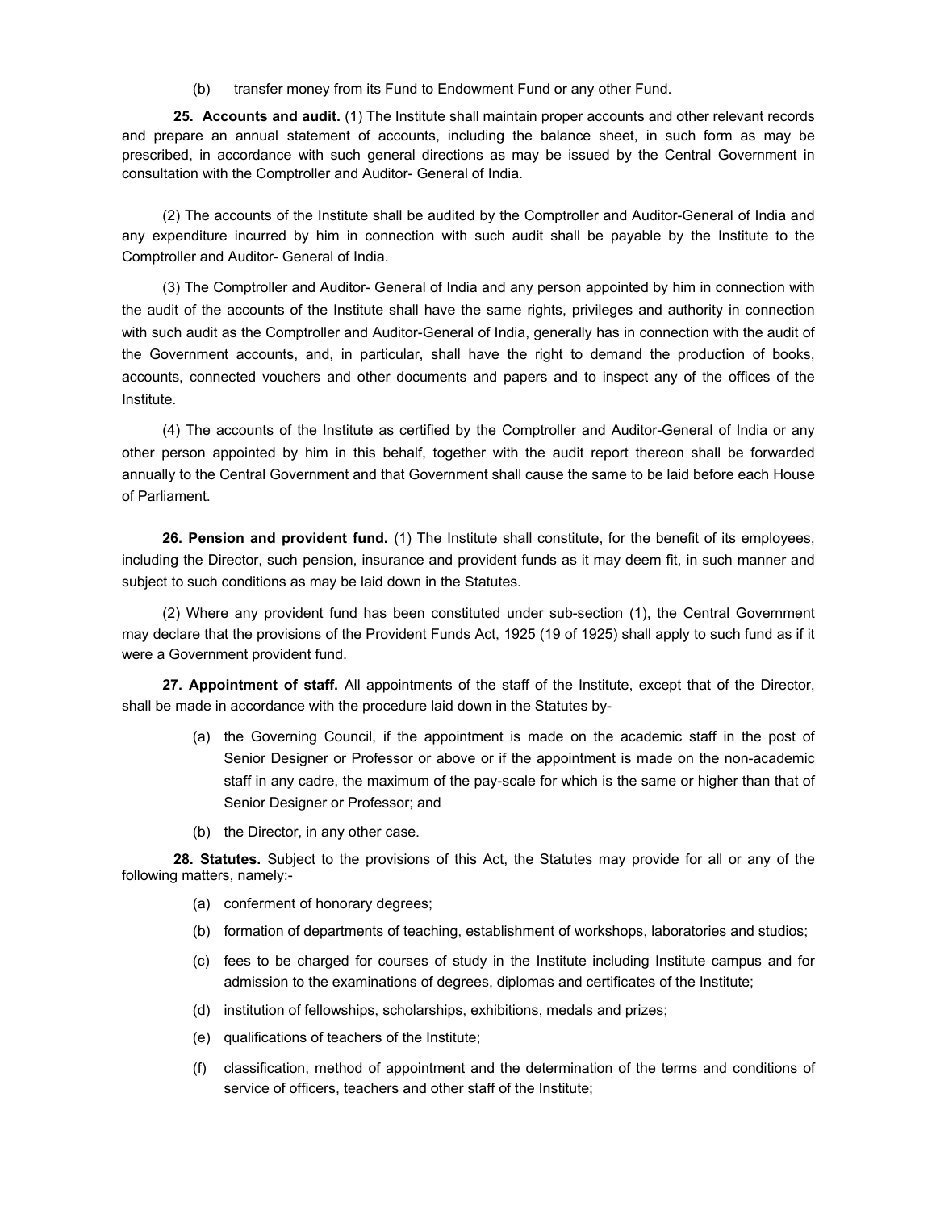(b) transfer money from its Fund to Endowment Fund or any other Fund.

**25. Accounts and audit.** (1) The Institute shall maintain proper accounts and other relevant records and prepare an annual statement of accounts, including the balance sheet, in such form as may be prescribed, in accordance with such general directions as may be issued by the Central Government in consultation with the Comptroller and Auditor- General of India.

(2) The accounts of the Institute shall be audited by the Comptroller and Auditor-General of India and any expenditure incurred by him in connection with such audit shall be payable by the Institute to the Comptroller and Auditor- General of India.

(3) The Comptroller and Auditor- General of India and any person appointed by him in connection with the audit of the accounts of the Institute shall have the same rights, privileges and authority in connection with such audit as the Comptroller and Auditor-General of India, generally has in connection with the audit of the Government accounts, and, in particular, shall have the right to demand the production of books, accounts, connected vouchers and other documents and papers and to inspect any of the offices of the Institute.

(4) The accounts of the Institute as certified by the Comptroller and Auditor-General of India or any other person appointed by him in this behalf, together with the audit report thereon shall be forwarded annually to the Central Government and that Government shall cause the same to be laid before each House of Parliament.

**26. Pension and provident fund.** (1) The Institute shall constitute, for the benefit of its employees, including the Director, such pension, insurance and provident funds as it may deem fit, in such manner and subject to such conditions as may be laid down in the Statutes.

(2) Where any provident fund has been constituted under sub-section (1), the Central Government may declare that the provisions of the Provident Funds Act, 1925 (19 of 1925) shall apply to such fund as if it were a Government provident fund.

**27. Appointment of staff.** All appointments of the staff of the Institute, except that of the Director, shall be made in accordance with the procedure laid down in the Statutes by-

(a) the Governing Council, if the appointment is made on the academic staff in the post of Senior Designer or Professor or above or if the appointment is made on the non-academic staff in any cadre, the maximum of the pay-scale for which is the same or higher than that of Senior Designer or Professor; and

(b) the Director, in any other case.

**28. Statutes.** Subject to the provisions of this Act, the Statutes may provide for all or any of the following matters, namely:-

(a) conferment of honorary degrees;

(b) formation of departments of teaching, establishment of workshops, laboratories and studios;

(c) fees to be charged for courses of study in the Institute including Institute campus and for admission to the examinations of degrees, diplomas and certificates of the Institute;

(d) institution of fellowships, scholarships, exhibitions, medals and prizes;

(e) qualifications of teachers of the Institute;

(f) classification, method of appointment and the determination of the terms and conditions of service of officers, teachers and other staff of the Institute;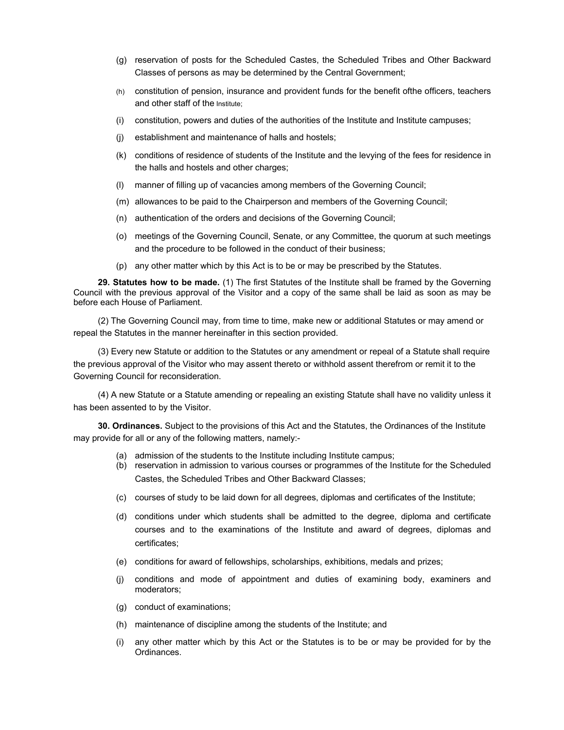(g) reservation of posts for the Scheduled Castes, the Scheduled Tribes and Other Backward Classes of persons as may be determined by the Central Government;

(h) constitution of pension, insurance and provident funds for the benefit ofthe officers, teachers and other staff of the Institute;

(i) constitution, powers and duties of the authorities of the Institute and Institute campuses;

(j) establishment and maintenance of halls and hostels;

(k) conditions of residence of students of the Institute and the levying of the fees for residence in the halls and hostels and other charges;

(l) manner of filling up of vacancies among members of the Governing Council;

(m) allowances to be paid to the Chairperson and members of the Governing Council;

(n) authentication of the orders and decisions of the Governing Council;

(o) meetings of the Governing Council, Senate, or any Committee, the quorum at such meetings and the procedure to be followed in the conduct of their business;

(p) any other matter which by this Act is to be or may be prescribed by the Statutes.

**29. Statutes how to be made.** (1) The first Statutes of the Institute shall be framed by the Governing Council with the previous approval of the Visitor and a copy of the same shall be laid as soon as may be before each House of Parliament.

(2) The Governing Council may, from time to time, make new or additional Statutes or may amend or repeal the Statutes in the manner hereinafter in this section provided.

(3) Every new Statute or addition to the Statutes or any amendment or repeal of a Statute shall require the previous approval of the Visitor who may assent thereto or withhold assent therefrom or remit it to the Governing Council for reconsideration.

(4) A new Statute or a Statute amending or repealing an existing Statute shall have no validity unless it has been assented to by the Visitor.

**30. Ordinances.** Subject to the provisions of this Act and the Statutes, the Ordinances of the Institute may provide for all or any of the following matters, namely:-

(a) admission of the students to the Institute including Institute campus;

(b) reservation in admission to various courses or programmes of the Institute for the Scheduled Castes, the Scheduled Tribes and Other Backward Classes;

(c) courses of study to be laid down for all degrees, diplomas and certificates of the Institute;

(d) conditions under which students shall be admitted to the degree, diploma and certificate courses and to the examinations of the Institute and award of degrees, diplomas and certificates;

(e) conditions for award of fellowships, scholarships, exhibitions, medals and prizes;

(j) conditions and mode of appointment and duties of examining body, examiners and moderators;

(g) conduct of examinations;

(h) maintenance of discipline among the students of the Institute; and

(i) any other matter which by this Act or the Statutes is to be or may be provided for by the Ordinances.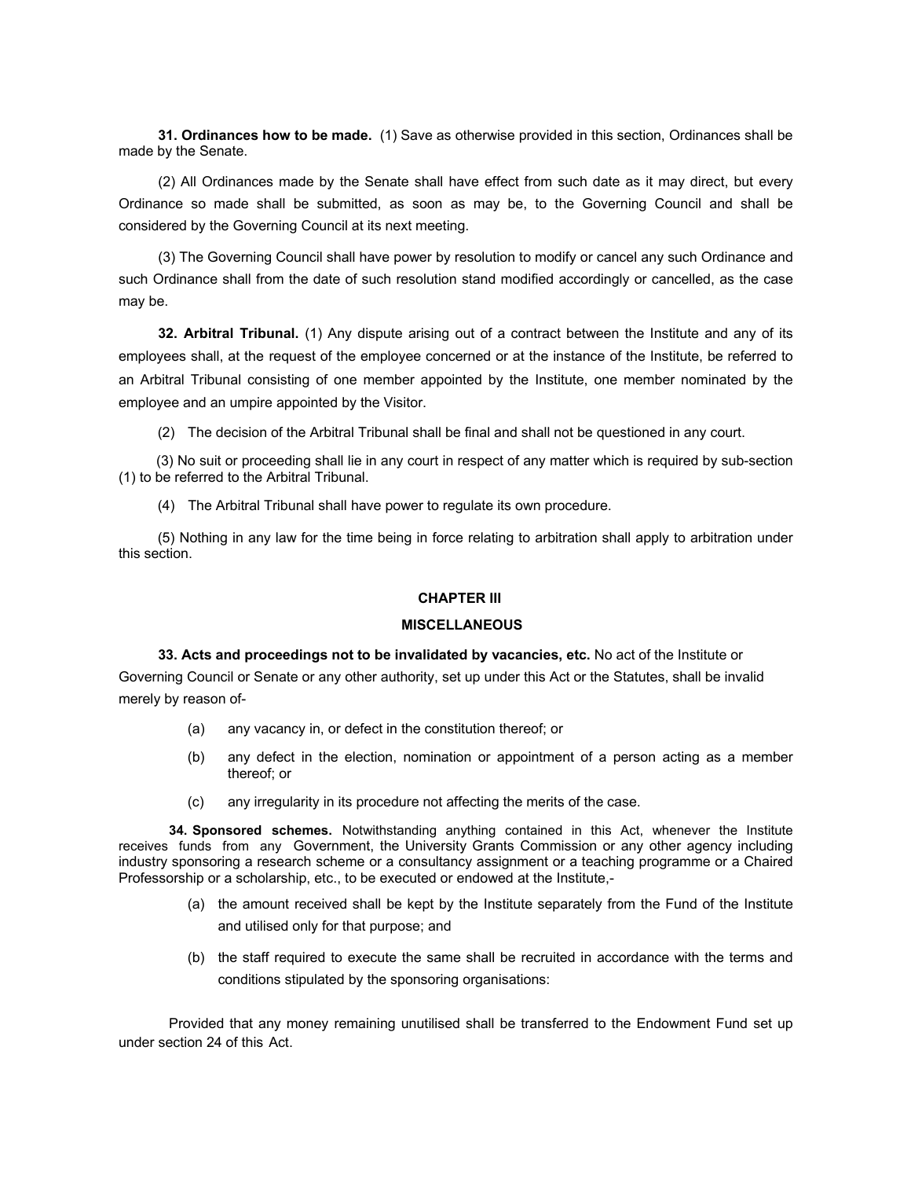**31. Ordinances how to be made.** (1) Save as otherwise provided in this section, Ordinances shall be made by the Senate.

(2) All Ordinances made by the Senate shall have effect from such date as it may direct, but every Ordinance so made shall be submitted, as soon as may be, to the Governing Council and shall be considered by the Governing Council at its next meeting.

(3) The Governing Council shall have power by resolution to modify or cancel any such Ordinance and such Ordinance shall from the date of such resolution stand modified accordingly or cancelled, as the case may be.

**32. Arbitral Tribunal.** (1) Any dispute arising out of a contract between the Institute and any of its employees shall, at the request of the employee concerned or at the instance of the Institute, be referred to an Arbitral Tribunal consisting of one member appointed by the Institute, one member nominated by the employee and an umpire appointed by the Visitor.

(2) The decision of the Arbitral Tribunal shall be final and shall not be questioned in any court.

(3) No suit or proceeding shall lie in any court in respect of any matter which is required by sub-section (1) to be referred to the Arbitral Tribunal.

(4) The Arbitral Tribunal shall have power to regulate its own procedure.

(5) Nothing in any law for the time being in force relating to arbitration shall apply to arbitration under this section.

## CHAPTER III

## MISCELLANEOUS

**33. Acts and proceedings not to be invalidated by vacancies, etc.** No act of the Institute or Governing Council or Senate or any other authority, set up under this Act or the Statutes, shall be invalid merely by reason of-

(a) any vacancy in, or defect in the constitution thereof; or

(b) any defect in the election, nomination or appointment of a person acting as a member thereof; or

(c) any irregularity in its procedure not affecting the merits of the case.

**34. Sponsored schemes.** Notwithstanding anything contained in this Act, whenever the Institute receives funds from any Government, the University Grants Commission or any other agency including industry sponsoring a research scheme or a consultancy assignment or a teaching programme or a Chaired Professorship or a scholarship, etc., to be executed or endowed at the Institute,-

(a) the amount received shall be kept by the Institute separately from the Fund of the Institute and utilised only for that purpose; and

(b) the staff required to execute the same shall be recruited in accordance with the terms and conditions stipulated by the sponsoring organisations:

Provided that any money remaining unutilised shall be transferred to the Endowment Fund set up under section 24 of this Act.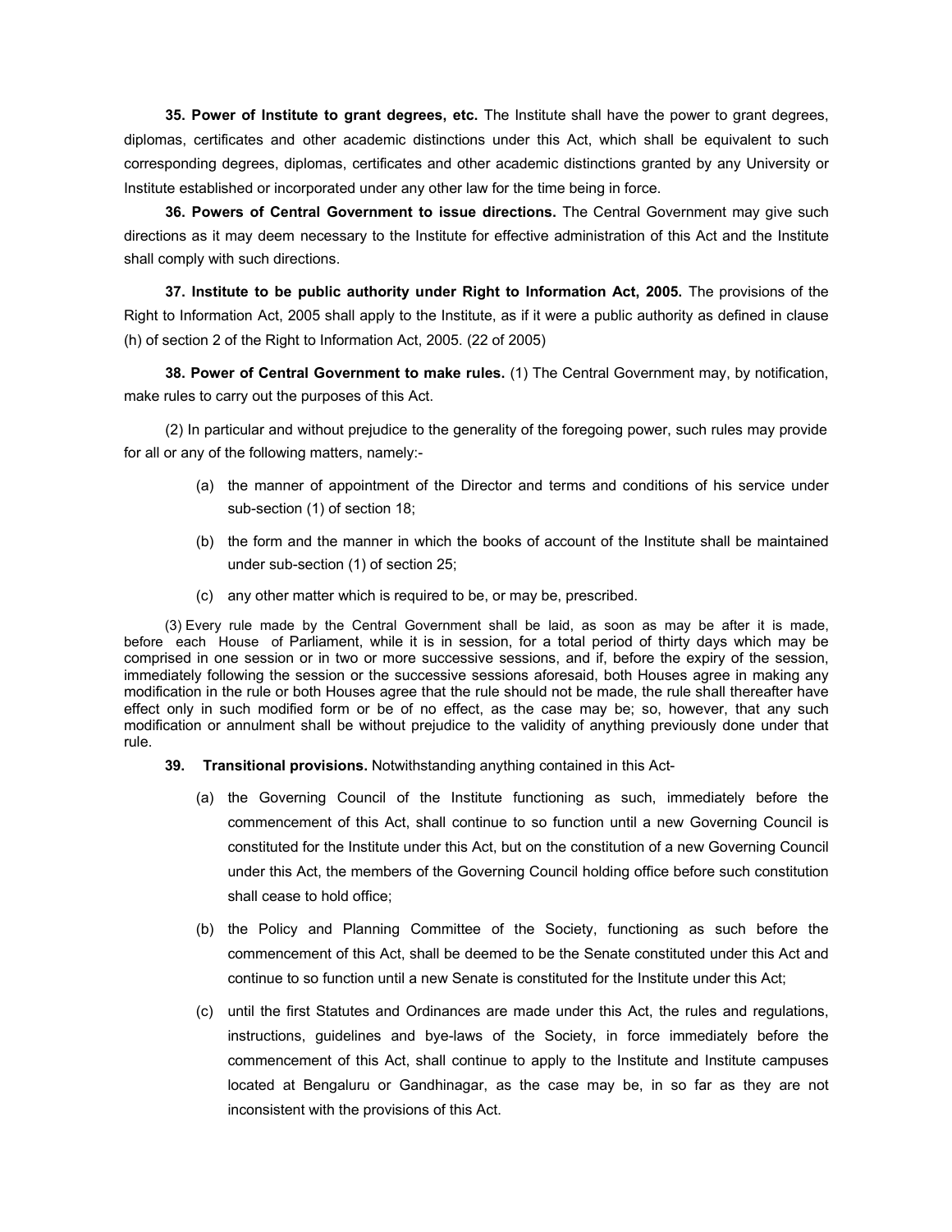**35. Power of Institute to grant degrees, etc.** The Institute shall have the power to grant degrees, diplomas, certificates and other academic distinctions under this Act, which shall be equivalent to such corresponding degrees, diplomas, certificates and other academic distinctions granted by any University or Institute established or incorporated under any other law for the time being in force.

**36. Powers of Central Government to issue directions.** The Central Government may give such directions as it may deem necessary to the Institute for effective administration of this Act and the Institute shall comply with such directions.

**37. Institute to be public authority under Right to Information Act, 2005.** The provisions of the Right to Information Act, 2005 shall apply to the Institute, as if it were a public authority as defined in clause (h) of section 2 of the Right to Information Act, 2005. (22 of 2005)

**38. Power of Central Government to make rules.** (1) The Central Government may, by notification, make rules to carry out the purposes of this Act.

(2) In particular and without prejudice to the generality of the foregoing power, such rules may provide for all or any of the following matters, namely:-

(a) the manner of appointment of the Director and terms and conditions of his service under sub-section (1) of section 18;

(b) the form and the manner in which the books of account of the Institute shall be maintained under sub-section (1) of section 25;

(c) any other matter which is required to be, or may be, prescribed.

(3) Every rule made by the Central Government shall be laid, as soon as may be after it is made, before each House of Parliament, while it is in session, for a total period of thirty days which may be comprised in one session or in two or more successive sessions, and if, before the expiry of the session, immediately following the session or the successive sessions aforesaid, both Houses agree in making any modification in the rule or both Houses agree that the rule should not be made, the rule shall thereafter have effect only in such modified form or be of no effect, as the case may be; so, however, that any such modification or annulment shall be without prejudice to the validity of anything previously done under that rule.

**39. Transitional provisions.** Notwithstanding anything contained in this Act-

(a) the Governing Council of the Institute functioning as such, immediately before the commencement of this Act, shall continue to so function until a new Governing Council is constituted for the Institute under this Act, but on the constitution of a new Governing Council under this Act, the members of the Governing Council holding office before such constitution shall cease to hold office;

(b) the Policy and Planning Committee of the Society, functioning as such before the commencement of this Act, shall be deemed to be the Senate constituted under this Act and continue to so function until a new Senate is constituted for the Institute under this Act;

(c) until the first Statutes and Ordinances are made under this Act, the rules and regulations, instructions, guidelines and bye-laws of the Society, in force immediately before the commencement of this Act, shall continue to apply to the Institute and Institute campuses located at Bengaluru or Gandhinagar, as the case may be, in so far as they are not inconsistent with the provisions of this Act.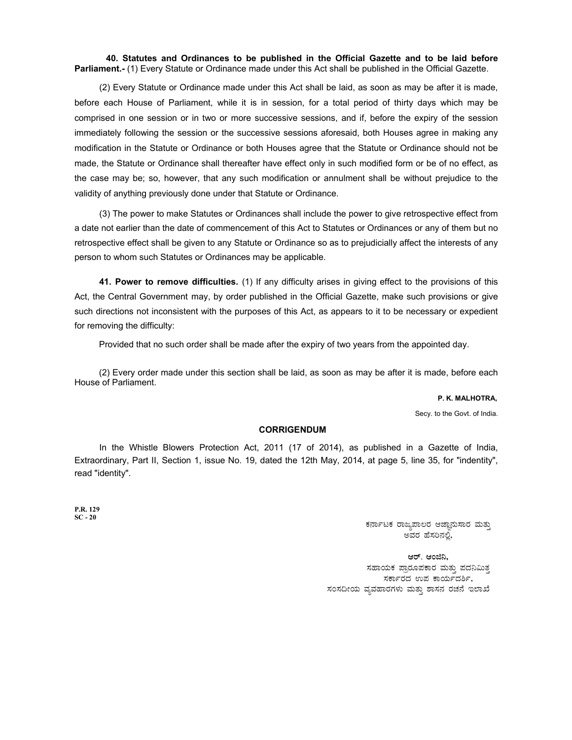**40. Statutes and Ordinances to be published in the Official Gazette and to be laid before Parliament.-** (1) Every Statute or Ordinance made under this Act shall be published in the Official Gazette.

(2) Every Statute or Ordinance made under this Act shall be laid, as soon as may be after it is made, before each House of Parliament, while it is in session, for a total period of thirty days which may be comprised in one session or in two or more successive sessions, and if, before the expiry of the session immediately following the session or the successive sessions aforesaid, both Houses agree in making any modification in the Statute or Ordinance or both Houses agree that the Statute or Ordinance should not be made, the Statute or Ordinance shall thereafter have effect only in such modified form or be of no effect, as the case may be; so, however, that any such modification or annulment shall be without prejudice to the validity of anything previously done under that Statute or Ordinance.

(3) The power to make Statutes or Ordinances shall include the power to give retrospective effect from a date not earlier than the date of commencement of this Act to Statutes or Ordinances or any of them but no retrospective effect shall be given to any Statute or Ordinance so as to prejudicially affect the interests of any person to whom such Statutes or Ordinances may be applicable.

**41. Power to remove difficulties.** (1) If any difficulty arises in giving effect to the provisions of this Act, the Central Government may, by order published in the Official Gazette, make such provisions or give such directions not inconsistent with the purposes of this Act, as appears to it to be necessary or expedient for removing the difficulty:

Provided that no such order shall be made after the expiry of two years from the appointed day.

(2) Every order made under this section shall be laid, as soon as may be after it is made, before each House of Parliament.

**P. K. MALHOTRA,**

Secy. to the Govt. of India.

## CORRIGENDUM

In the Whistle Blowers Protection Act, 2011 (17 of 2014), as published in a Gazette of India, Extraordinary, Part II, Section 1, issue No. 19, dated the 12th May, 2014, at page 5, line 35, for "indentity", read "identity".

**P.R. 129**
**SC - 20**

ಕರ್ನಾಟಕ ರಾಜ್ಯಪಾಲರ ಆಜ್ಞಾನುಸಾರ ಮತ್ತು
ಅವರ ಹೆಸರಿನಲ್ಲಿ,

**ಆರ್. ಆಂಜಿನಿ,**
ಸಹಾಯಕ ಪ್ರಾರೂಪಕಾರ ಮತ್ತು ಪದನಿಮಿತ್ತ
ಸರ್ಕಾರದ ಉಪ ಕಾರ್ಯದರ್ಶಿ,
ಸಂಸದೀಯ ವ್ಯವಹಾರಗಳು ಮತ್ತು ಶಾಸನ ರಚನೆ ಇಲಾಖೆ